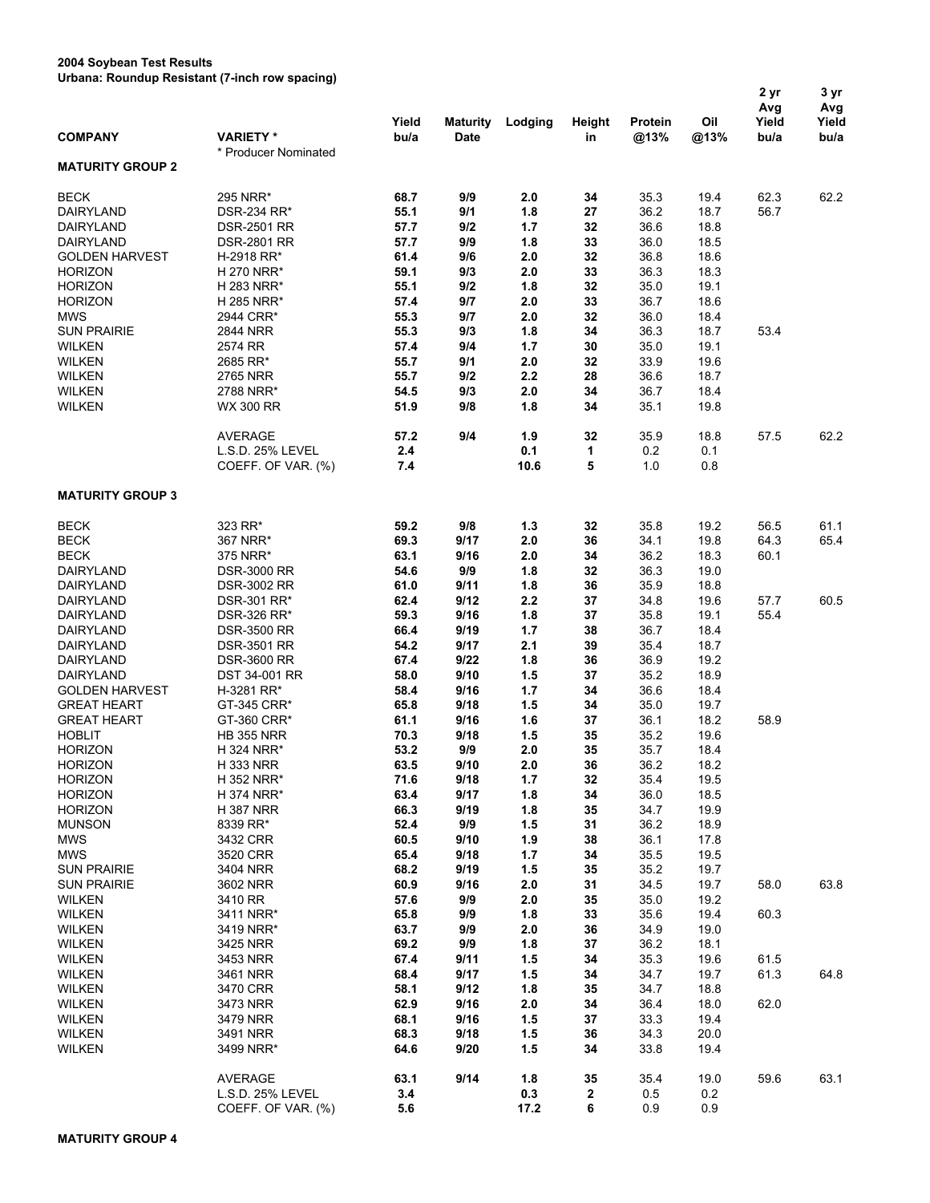**2004 Soybean Test Results**
**Urbana: Roundup Resistant (7-inch row spacing)**

| COMPANY | VARIETY * | Yield bu/a | Maturity Date | Lodging | Height in | Protein @13% | Oil @13% | 2 yr Avg Yield bu/a | 3 yr Avg Yield bu/a |
|---|---|---|---|---|---|---|---|---|---|
| | * Producer Nominated | | | | | | | | |
| **MATURITY GROUP 2** | | | | | | | | | |
| BECK | 295 NRR* | **68.7** | **9/9** | **2.0** | **34** | 35.3 | 19.4 | 62.3 | 62.2 |
| DAIRYLAND | DSR-234 RR* | **55.1** | **9/1** | **1.8** | **27** | 36.2 | 18.7 | 56.7 | |
| DAIRYLAND | DSR-2501 RR | **57.7** | **9/2** | **1.7** | **32** | 36.6 | 18.8 | | |
| DAIRYLAND | DSR-2801 RR | **57.7** | **9/9** | **1.8** | **33** | 36.0 | 18.5 | | |
| GOLDEN HARVEST | H-2918 RR* | **61.4** | **9/6** | **2.0** | **32** | 36.8 | 18.6 | | |
| HORIZON | H 270 NRR* | **59.1** | **9/3** | **2.0** | **33** | 36.3 | 18.3 | | |
| HORIZON | H 283 NRR* | **55.1** | **9/2** | **1.8** | **32** | 35.0 | 19.1 | | |
| HORIZON | H 285 NRR* | **57.4** | **9/7** | **2.0** | **33** | 36.7 | 18.6 | | |
| MWS | 2944 CRR* | **55.3** | **9/7** | **2.0** | **32** | 36.0 | 18.4 | | |
| SUN PRAIRIE | 2844 NRR | **55.3** | **9/3** | **1.8** | **34** | 36.3 | 18.7 | 53.4 | |
| WILKEN | 2574 RR | **57.4** | **9/4** | **1.7** | **30** | 35.0 | 19.1 | | |
| WILKEN | 2685 RR* | **55.7** | **9/1** | **2.0** | **32** | 33.9 | 19.6 | | |
| WILKEN | 2765 NRR | **55.7** | **9/2** | **2.2** | **28** | 36.6 | 18.7 | | |
| WILKEN | 2788 NRR* | **54.5** | **9/3** | **2.0** | **34** | 36.7 | 18.4 | | |
| WILKEN | WX 300 RR | **51.9** | **9/8** | **1.8** | **34** | 35.1 | 19.8 | | |
| | AVERAGE | **57.2** | **9/4** | **1.9** | **32** | 35.9 | 18.8 | 57.5 | 62.2 |
| | L.S.D. 25% LEVEL | **2.4** | | **0.1** | **1** | 0.2 | 0.1 | | |
| | COEFF. OF VAR. (%) | **7.4** | | **10.6** | **5** | 1.0 | 0.8 | | |
| **MATURITY GROUP 3** | | | | | | | | | |
| BECK | 323 RR* | **59.2** | **9/8** | **1.3** | **32** | 35.8 | 19.2 | 56.5 | 61.1 |
| BECK | 367 NRR* | **69.3** | **9/17** | **2.0** | **36** | 34.1 | 19.8 | 64.3 | 65.4 |
| BECK | 375 NRR* | **63.1** | **9/16** | **2.0** | **34** | 36.2 | 18.3 | 60.1 | |
| DAIRYLAND | DSR-3000 RR | **54.6** | **9/9** | **1.8** | **32** | 36.3 | 19.0 | | |
| DAIRYLAND | DSR-3002 RR | **61.0** | **9/11** | **1.8** | **36** | 35.9 | 18.8 | | |
| DAIRYLAND | DSR-301 RR* | **62.4** | **9/12** | **2.2** | **37** | 34.8 | 19.6 | 57.7 | 60.5 |
| DAIRYLAND | DSR-326 RR* | **59.3** | **9/16** | **1.8** | **37** | 35.8 | 19.1 | 55.4 | |
| DAIRYLAND | DSR-3500 RR | **66.4** | **9/19** | **1.7** | **38** | 36.7 | 18.4 | | |
| DAIRYLAND | DSR-3501 RR | **54.2** | **9/17** | **2.1** | **39** | 35.4 | 18.7 | | |
| DAIRYLAND | DSR-3600 RR | **67.4** | **9/22** | **1.8** | **36** | 36.9 | 19.2 | | |
| DAIRYLAND | DST 34-001 RR | **58.0** | **9/10** | **1.5** | **37** | 35.2 | 18.9 | | |
| GOLDEN HARVEST | H-3281 RR* | **58.4** | **9/16** | **1.7** | **34** | 36.6 | 18.4 | | |
| GREAT HEART | GT-345 CRR* | **65.8** | **9/18** | **1.5** | **34** | 35.0 | 19.7 | | |
| GREAT HEART | GT-360 CRR* | **61.1** | **9/16** | **1.6** | **37** | 36.1 | 18.2 | 58.9 | |
| HOBLIT | HB 355 NRR | **70.3** | **9/18** | **1.5** | **35** | 35.2 | 19.6 | | |
| HORIZON | H 324 NRR* | **53.2** | **9/9** | **2.0** | **35** | 35.7 | 18.4 | | |
| HORIZON | H 333 NRR | **63.5** | **9/10** | **2.0** | **36** | 36.2 | 18.2 | | |
| HORIZON | H 352 NRR* | **71.6** | **9/18** | **1.7** | **32** | 35.4 | 19.5 | | |
| HORIZON | H 374 NRR* | **63.4** | **9/17** | **1.8** | **34** | 36.0 | 18.5 | | |
| HORIZON | H 387 NRR | **66.3** | **9/19** | **1.8** | **35** | 34.7 | 19.9 | | |
| MUNSON | 8339 RR* | **52.4** | **9/9** | **1.5** | **31** | 36.2 | 18.9 | | |
| MWS | 3432 CRR | **60.5** | **9/10** | **1.9** | **38** | 36.1 | 17.8 | | |
| MWS | 3520 CRR | **65.4** | **9/18** | **1.7** | **34** | 35.5 | 19.5 | | |
| SUN PRAIRIE | 3404 NRR | **68.2** | **9/19** | **1.5** | **35** | 35.2 | 19.7 | | |
| SUN PRAIRIE | 3602 NRR | **60.9** | **9/16** | **2.0** | **31** | 34.5 | 19.7 | 58.0 | 63.8 |
| WILKEN | 3410 RR | **57.6** | **9/9** | **2.0** | **35** | 35.0 | 19.2 | | |
| WILKEN | 3411 NRR* | **65.8** | **9/9** | **1.8** | **33** | 35.6 | 19.4 | 60.3 | |
| WILKEN | 3419 NRR* | **63.7** | **9/9** | **2.0** | **36** | 34.9 | 19.0 | | |
| WILKEN | 3425 NRR | **69.2** | **9/9** | **1.8** | **37** | 36.2 | 18.1 | | |
| WILKEN | 3453 NRR | **67.4** | **9/11** | **1.5** | **34** | 35.3 | 19.6 | 61.5 | |
| WILKEN | 3461 NRR | **68.4** | **9/17** | **1.5** | **34** | 34.7 | 19.7 | 61.3 | 64.8 |
| WILKEN | 3470 CRR | **58.1** | **9/12** | **1.8** | **35** | 34.7 | 18.8 | | |
| WILKEN | 3473 NRR | **62.9** | **9/16** | **2.0** | **34** | 36.4 | 18.0 | 62.0 | |
| WILKEN | 3479 NRR | **68.1** | **9/16** | **1.5** | **37** | 33.3 | 19.4 | | |
| WILKEN | 3491 NRR | **68.3** | **9/18** | **1.5** | **36** | 34.3 | 20.0 | | |
| WILKEN | 3499 NRR* | **64.6** | **9/20** | **1.5** | **34** | 33.8 | 19.4 | | |
| | AVERAGE | **63.1** | **9/14** | **1.8** | **35** | 35.4 | 19.0 | 59.6 | 63.1 |
| | L.S.D. 25% LEVEL | **3.4** | | **0.3** | **2** | 0.5 | 0.2 | | |
| | COEFF. OF VAR. (%) | **5.6** | | **17.2** | **6** | 0.9 | 0.9 | | |

**MATURITY GROUP 4**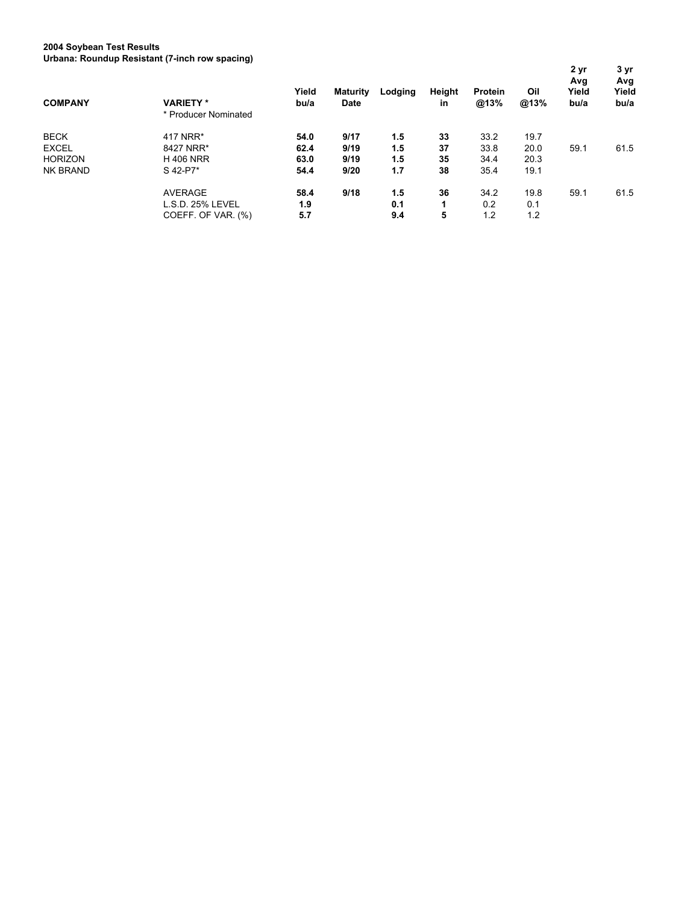**2004 Soybean Test Results**
**Urbana: Roundup Resistant (7-inch row spacing)**

| COMPANY | VARIETY * <br> * Producer Nominated | Yield bu/a | Maturity Date | Lodging | Height in | Protein @13% | Oil @13% | 2 yr Avg Yield bu/a | 3 yr Avg Yield bu/a |
|---|---|---|---|---|---|---|---|---|---|
| BECK | 417 NRR* | **54.0** | **9/17** | **1.5** | **33** | 33.2 | 19.7 | | |
| EXCEL | 8427 NRR* | **62.4** | **9/19** | **1.5** | **37** | 33.8 | 20.0 | 59.1 | 61.5 |
| HORIZON | H 406 NRR | **63.0** | **9/19** | **1.5** | **35** | 34.4 | 20.3 | | |
| NK BRAND | S 42-P7* | **54.4** | **9/20** | **1.7** | **38** | 35.4 | 19.1 | | |
| | AVERAGE | **58.4** | **9/18** | **1.5** | **36** | 34.2 | 19.8 | 59.1 | 61.5 |
| | L.S.D. 25% LEVEL | **1.9** | | **0.1** | **1** | 0.2 | 0.1 | | |
| | COEFF. OF VAR. (%) | **5.7** | | **9.4** | **5** | 1.2 | 1.2 | | |